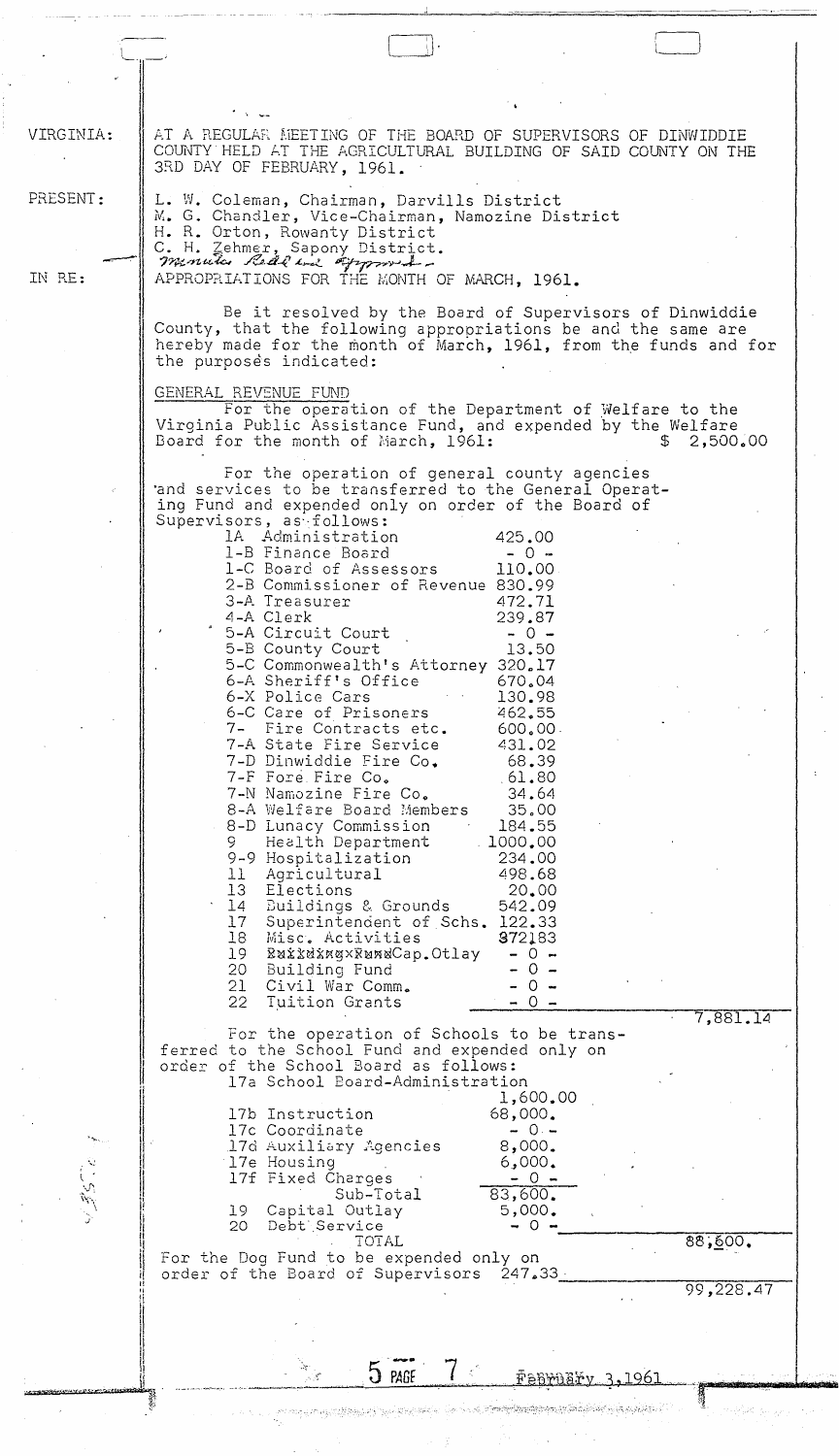VIRGINIA: AT A REGULAR MEETING OF THE BOARD OF SUPERVISORS OF DINWIDDIE COUNTY HELD AT THE AGRICULTURAL BUILDING OF SAID COUNTY ON THE 3RD DAY OF FEBRUARY, 1961.

PRESENT:

L. W. Coleman, Chairman, Darvills District
M. G. Chandler, Vice-Chairman, Namozine District
H. R. Orton, Rowanty District
C. H. Zehmer, Sapony District.
*Minutes Read and Approved*

IN RE: APPROPRIATIONS FOR THE MONTH OF MARCH, 1961.

Be it resolved by the Board of Supervisors of Dinwiddie County, that the following appropriations be and the same are hereby made for the month of March, 1961, from the funds and for the purposes indicated:

GENERAL REVENUE FUND

For the operation of the Department of Welfare to the Virginia Public Assistance Fund, and expended by the Welfare Board for the month of March, 1961: $ 2,500.00

For the operation of general county agencies and services to be transferred to the General Operating Fund and expended only on order of the Board of Supervisors, as follows:

| | | |
|---|---|---|
| 1A Administration | 425.00 | |
| 1-B Finance Board | - 0 - | |
| 1-C Board of Assessors | 110.00 | |
| 2-B Commissioner of Revenue | 830.99 | |
| 3-A Treasurer | 472.71 | |
| 4-A Clerk | 239.87 | |
| 5-A Circuit Court | - 0 - | |
| 5-B County Court | 13.50 | |
| 5-C Commonwealth's Attorney | 320.17 | |
| 6-A Sheriff's Office | 670.04 | |
| 6-X Police Cars | 130.98 | |
| 6-C Care of Prisoners | 462.55 | |
| 7- Fire Contracts etc. | 600.00 | |
| 7-A State Fire Service | 431.02 | |
| 7-D Dinwiddie Fire Co. | 68.39 | |
| 7-F Fore Fire Co. | 61.80 | |
| 7-N Namozine Fire Co. | 34.64 | |
| 8-A Welfare Board Members | 35.00 | |
| 8-D Lunacy Commission | 184.55 | |
| 9 Health Department | 1000.00 | |
| 9-9 Hospitalization | 234.00 | |
| 11 Agricultural | 498.68 | |
| 13 Elections | 20.00 | |
| 14 Buildings & Grounds | 542.09 | |
| 17 Superintendent of Schs. | 122.33 | |
| 18 Misc. Activities | 372.83 | |
| 19 Cap.Otlay | - 0 - | |
| 20 Building Fund | - 0 - | |
| 21 Civil War Comm. | - 0 - | |
| 22 Tuition Grants | - 0 - | |
| | | 7,881.14 |

For the operation of Schools to be transferred to the School Fund and expended only on order of the School Board as follows:

| | | |
|---|---|---|
| 17a School Board-Administration | 1,600.00 | |
| 17b Instruction | 68,000. | |
| 17c Coordinate | - 0 - | |
| 17d Auxiliary Agencies | 8,000. | |
| 17e Housing | 6,000. | |
| 17f Fixed Charges | - 0 - | |
| Sub-Total | 83,600. | |
| 19 Capital Outlay | 5,000. | |
| 20 Debt Service | - 0 - | |
| TOTAL | | 88,600. |

For the Dog Fund to be expended only on order of the Board of Supervisors 247.33

99,228.47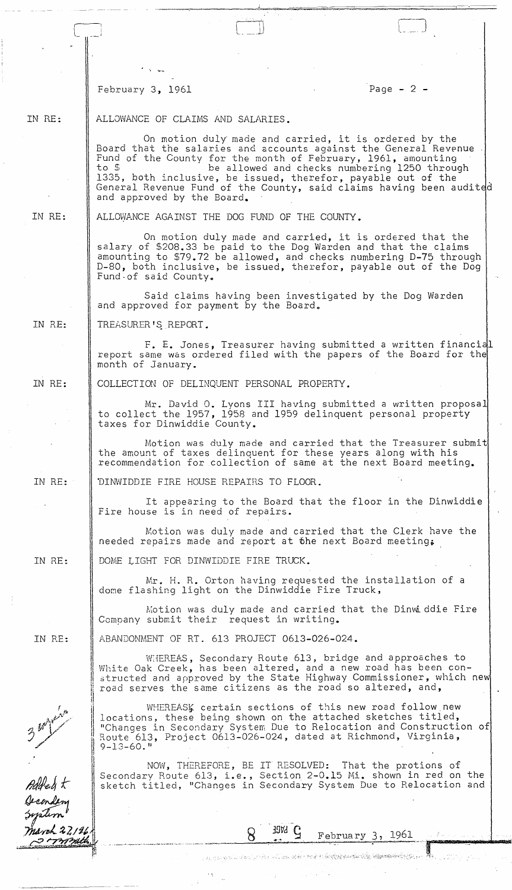February 3, 1961

IN RE: ALLOWANCE OF CLAIMS AND SALARIES.

On motion duly made and carried, it is ordered by the Board that the salaries and accounts against the General Revenue Fund of the County for the month of February, 1961, amounting to $ be allowed and checks numbering 1250 through 1335, both inclusive, be issued, therefor, payable out of the General Revenue Fund of the County, said claims having been audited and approved by the Board.

IN RE: ALLOWANCE AGAINST THE DOG FUND OF THE COUNTY.

On motion duly made and carried, it is ordered that the salary of $208.33 be paid to the Dog Warden and that the claims amounting to $79.72 be allowed, and checks numbering D-75 through D-80, both inclusive, be issued, therefor, payable out of the Dog Fund of said County.

Said claims having been investigated by the Dog Warden and approved for payment by the Board.

IN RE: TREASURER'S REPORT.

F. E. Jones, Treasurer having submitted a written financial report same was ordered filed with the papers of the Board for the month of January.

IN RE: COLLECTION OF DELINQUENT PERSONAL PROPERTY.

Mr. David O. Lyons III having submitted a written proposal to collect the 1957, 1958 and 1959 delinquent personal property taxes for Dinwiddie County.

Motion was duly made and carried that the Treasurer submit the amount of taxes delinquent for these years along with his recommendation for collection of same at the next Board meeting.

IN RE: DINWIDDIE FIRE HOUSE REPAIRS TO FLOOR.

It appearing to the Board that the floor in the Dinwiddie Fire house is in need of repairs.

Motion was duly made and carried that the Clerk have the needed repairs made and report at the next Board meeting.

IN RE: DOME LIGHT FOR DINWIDDIE FIRE TRUCK.

Mr. H. R. Orton having requested the installation of a dome flashing light on the Dinwiddie Fire Truck,

Motion was duly made and carried that the Dinwiddie Fire Company submit their request in writing.

IN RE: ABANDONMENT OF RT. 613 PROJECT 0613-026-024.

WHEREAS, Secondary Route 613, bridge and approaches to White Oak Creek, has been altered, and a new road has been constructed and approved by the State Highway Commissioner, which new road serves the same citizens as the road so altered, and,

WHEREAS, certain sections of this new road follow new locations, these being shown on the attached sketches titled, "Changes in Secondary System Due to Relocation and Construction of Route 613, Project 0613-026-024, dated at Richmond, Virginia, 9-13-60."

NOW, THEREFORE, BE IT RESOLVED: That the protions of Secondary Route 613, i.e., Section 2-0.15 Mi. shown in red on the sketch titled, "Changes in Secondary System Due to Relocation and

*[Margin notes: "3 copies"; "Added to Secondary System March 22/61"]*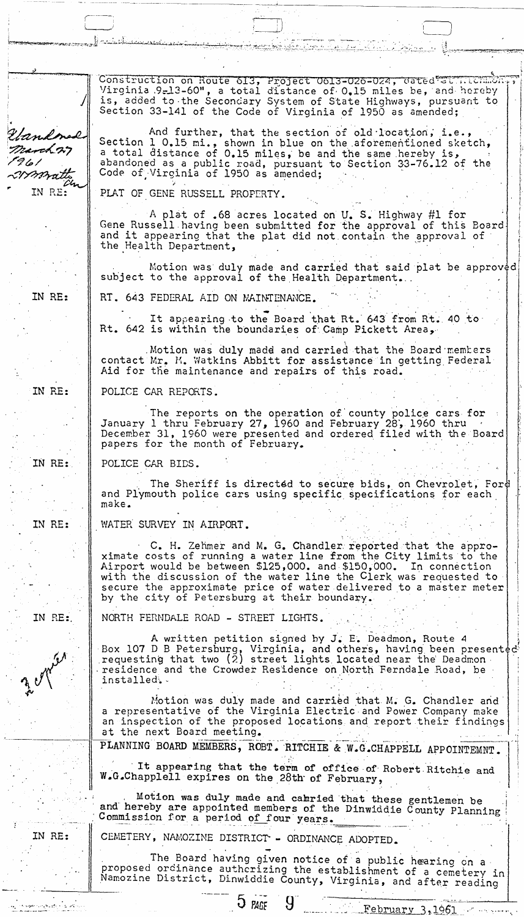Construction on Route 613, Project 0613-026-024, dated at Richmond, Virginia 9-13-60", a total distance of 0.15 miles be, and hereby is, added to the Secondary System of State Highways, pursuant to Section 33-141 of the Code of Virginia of 1950 as amended;

*Abandoned March 27 1961 [signature] Clk*

And further, that the section of old location, i.e., Section 1 0.15 mi., shown in blue on the aforementioned sketch, a total distance of 0.15 miles, be and the same hereby is, abandoned as a public road, pursuant to Section 33-76.12 of the Code of Virginia of 1950 as amended;

IN RE: PLAT OF GENE RUSSELL PROPERTY.

A plat of .68 acres located on U. S. Highway #1 for Gene Russell having been submitted for the approval of this Board and it appearing that the plat did not contain the approval of the Health Department,

Motion was duly made and carried that said plat be approved subject to the approval of the Health Department.

IN RE: RT. 643 FEDERAL AID ON MAINTENANCE.

It appearing to the Board that Rt. 643 from Rt. 40 to Rt. 642 is within the boundaries of Camp Pickett Area,

Motion was duly madd and carried that the Board members contact Mr. M. Watkins Abbitt for assistance in getting Federal Aid for the maintenance and repairs of this road.

IN RE: POLICE CAR REPORTS.

The reports on the operation of county police cars for January 1 thru February 27, 1960 and February 28, 1960 thru December 31, 1960 were presented and ordered filed with the Board papers for the month of February.

IN RE: POLICE CAR BIDS.

The Sheriff is directed to secure bids, on Chevrolet, Ford and Plymouth police cars using specific specifications for each make.

IN RE: WATER SURVEY IN AIRPORT.

C. H. Zehmer and M. G. Chandler reported that the approximate costs of running a water line from the City limits to the Airport would be between $125,000. and $150,000. In connection with the discussion of the water line the Clerk was requested to secure the approximate price of water delivered to a master meter by the city of Petersburg at their boundary.

IN RE: NORTH FERNDALE ROAD - STREET LIGHTS.

*3 copies*

A written petition signed by J. E. Deadmon, Route 4 Box 107 D B Petersburg, Virginia, and others, having been presented requesting that two (2) street lights located near the Deadmon residence and the Crowder Residence on North Ferndale Road, be installed.

Motion was duly made and carried that M. G. Chandler and a representative of the Virginia Electric and Power Company make an inspection of the proposed locations and report their findings at the next Board meeting.

PLANNING BOARD MEMBERS, ROBT. RITCHIE & W.G.CHAPPELL APPOINTEMNT.

It appearing that the term of office of Robert Ritchie and W.G.Chapplell expires on the 28th of February,

Motion was duly made and cabried that these gentlemen be and hereby are appointed members of the Dinwiddie County Planning Commission for a period of four years.

IN RE: CEMETERY, NAMOZINE DISTRICT - ORDINANCE ADOPTED.

The Board having given notice of a public hearing on a proposed ordinance authorizing the establishment of a cemetery in Namozine District, Dinwiddie County, Virginia, and after reading

5 PAGE 9 February 3, 1961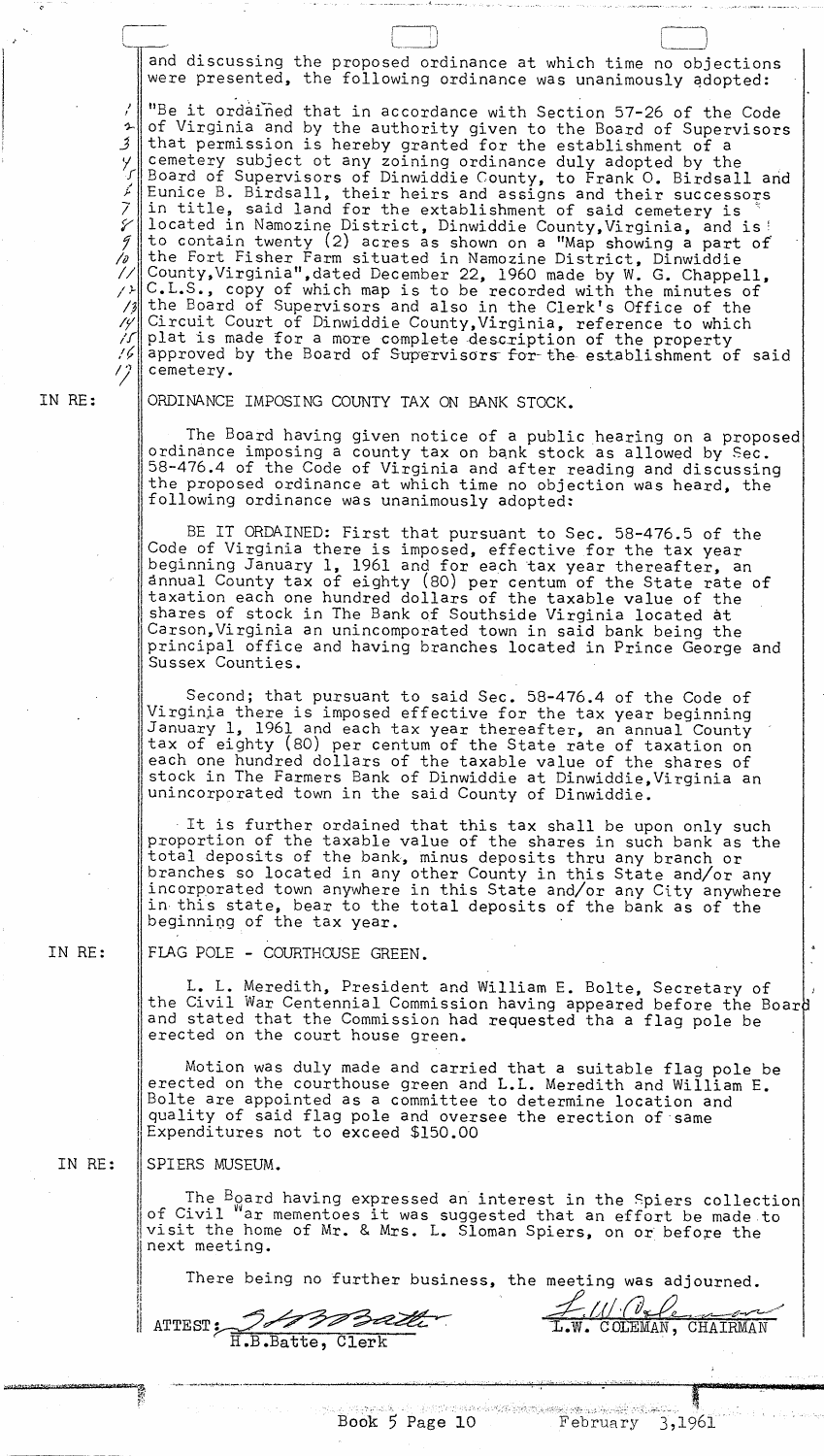and discussing the proposed ordinance at which time no objections were presented, the following ordinance was unanimously adopted:

"Be it ordained that in accordance with Section 57-26 of the Code of Virginia and by the authority given to the Board of Supervisors that permission is hereby granted for the establishment of a cemetery subject ot any zoining ordinance duly adopted by the Board of Supervisors of Dinwiddie County, to Frank O. Birdsall and Eunice B. Birdsall, their heirs and assigns and their successors in title, said land for the extablishment of said cemetery is located in Namozine District, Dinwiddie County,Virginia, and is to contain twenty (2) acres as shown on a "Map showing a part of the Fort Fisher Farm situated in Namozine District, Dinwiddie County,Virginia", dated December 22, 1960 made by W. G. Chappell, C.L.S., copy of which map is to be recorded with the minutes of the Board of Supervisors and also in the Clerk's Office of the Circuit Court of Dinwiddie County,Virginia, reference to which plat is made for a more complete description of the property approved by the Board of Supervisors for the establishment of said cemetery.

IN RE: ORDINANCE IMPOSING COUNTY TAX ON BANK STOCK.

The Board having given notice of a public hearing on a proposed ordinance imposing a county tax on bank stock as allowed by Sec. 58-476.4 of the Code of Virginia and after reading and discussing the proposed ordinance at which time no objection was heard, the following ordinance was unanimously adopted:

BE IT ORDAINED: First that pursuant to Sec. 58-476.5 of the Code of Virginia there is imposed, effective for the tax year beginning January 1, 1961 and for each tax year thereafter, an annual County tax of eighty (80) per centum of the State rate of taxation each one hundred dollars of the taxable value of the shares of stock in The Bank of Southside Virginia located at Carson,Virginia an unincomporated town in said bank being the principal office and having branches located in Prince George and Sussex Counties.

Second; that pursuant to said Sec. 58-476.4 of the Code of Virginia there is imposed effective for the tax year beginning January 1, 1961 and each tax year thereafter, an annual County tax of eighty (80) per centum of the State rate of taxation on each one hundred dollars of the taxable value of the shares of stock in The Farmers Bank of Dinwiddie at Dinwiddie,Virginia an unincorporated town in the said County of Dinwiddie.

It is further ordained that this tax shall be upon only such proportion of the taxable value of the shares in such bank as the total deposits of the bank, minus deposits thru any branch or branches so located in any other County in this State and/or any incorporated town anywhere in this State and/or any City anywhere in this state, bear to the total deposits of the bank as of the beginning of the tax year.

IN RE: FLAG POLE - COURTHOUSE GREEN.

L. L. Meredith, President and William E. Bolte, Secretary of the Civil War Centennial Commission having appeared before the Board and stated that the Commission had requested tha a flag pole be erected on the court house green.

Motion was duly made and carried that a suitable flag pole be erected on the courthouse green and L.L. Meredith and William E. Bolte are appointed as a committee to determine location and quality of said flag pole and oversee the erection of same Expenditures not to exceed $150.00

IN RE: SPIERS MUSEUM.

The Board having expressed an interest in the Spiers collection of Civil War mementoes it was suggested that an effort be made to visit the home of Mr. & Mrs. L. Sloman Spiers, on or before the next meeting.

There being no further business, the meeting was adjourned.

ATTEST: H.B.Batte, Clerk

L.W. COLEMAN, CHAIRMAN

Book 5 Page 10 February 3,1961